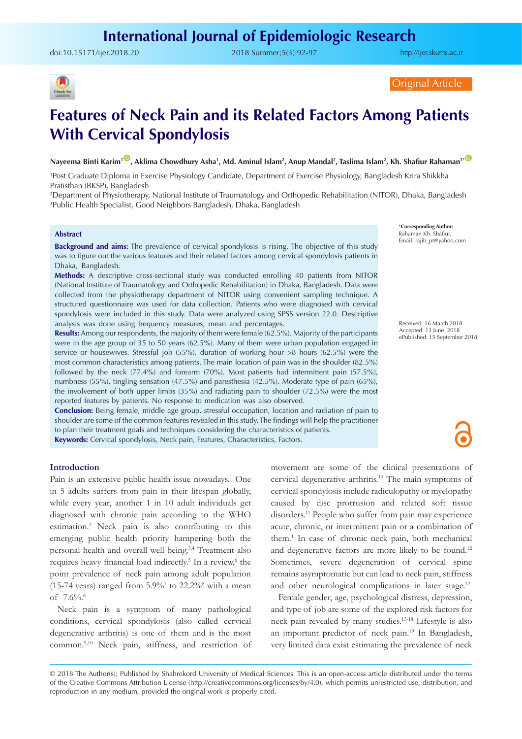Original Article

# Features of Neck Pain and its Related Factors Among Patients With Cervical Spondylosis

**Nayeema Binti Karim[1], Aklima Chowdhury Asha[1], Md. Aminul Islam[2], Anup Mandal[2], Taslima Islam[2], Kh. Shafiur Rahaman[3*]**

[1]Post Graduate Diploma in Exercise Physiology Candidate, Department of Exercise Physiology, Bangladesh Krira Shikkha Pratisthan (BKSP), Bangladesh
[2]Department of Physiotherapy, National Institute of Traumatology and Orthopedic Rehabilitation (NITOR), Dhaka, Bangladesh
[3]Public Health Specialist, Good Neighbors Bangladesh, Dhaka, Bangladesh

*Corresponding Author: Rahaman Kh. Shafiur, Email: rajib_pt@yahoo.com

Received: 16 March 2018
Accepted: 13 June 2018
ePublished: 15 September 2018

## Abstract

**Background and aims:** The prevalence of cervical spondylosis is rising. The objective of this study was to figure out the various features and their related factors among cervical spondylosis patients in Dhaka, Bangladesh.

**Methods:** A descriptive cross-sectional study was conducted enrolling 40 patients from NITOR (National Institute of Traumatology and Orthopedic Rehabilitation) in Dhaka, Bangladesh. Data were collected from the physiotherapy department of NITOR using convenient sampling technique. A structured questionnaire was used for data collection. Patients who were diagnosed with cervical spondylosis were included in this study. Data were analyzed using SPSS version 22.0. Descriptive analysis was done using frequency measures, mean and percentages.

**Results:** Among our respondents, the majority of them were female (62.5%). Majority of the participants were in the age group of 35 to 50 years (62.5%). Many of them were urban population engaged in service or housewives. Stressful job (55%), duration of working hour >8 hours (62.5%) were the most common characteristics among patients. The main location of pain was in the shoulder (82.5%) followed by the neck (77.4%) and forearm (70%). Most patients had intermittent pain (57.5%), numbness (55%), tingling sensation (47.5%) and paresthesia (42.5%). Moderate type of pain (65%), the involvement of both upper limbs (35%) and radiating pain to shoulder (72.5%) were the most reported features by patients. No response to medication was also observed.

**Conclusion:** Being female, middle age group, stressful occupation, location and radiation of pain to shoulder are some of the common features revealed in this study. The findings will help the practitioner to plan their treatment goals and techniques considering the characteristics of patients.

**Keywords:** Cervical spondylosis, Neck pain, Features, Characteristics, Factors.

## Introduction

Pain is an extensive public health issue nowadays.[1] One in 5 adults suffers from pain in their lifespan globally, while every year, another 1 in 10 adult individuals get diagnosed with chronic pain according to the WHO estimation.[2] Neck pain is also contributing to this emerging public health priority hampering both the personal health and overall well-being.[3,4] Treatment also requires heavy financial load indirectly.[5] In a review,[6] the point prevalence of neck pain among adult population (15-74 years) ranged from 5.9%[7] to 22.2%[8] with a mean of 7.6%.[6]

Neck pain is a symptom of many pathological conditions, cervical spondylosis (also called cervical degenerative arthritis) is one of them and is the most common.[9,10] Neck pain, stiffness, and restriction of movement are some of the clinical presentations of cervical degenerative arthritis.[10] The main symptoms of cervical spondylosis include radiculopathy or myelopathy caused by disc protrusion and related soft tissue disorders.[11] People who suffer from pain may experience acute, chronic, or intermittent pain or a combination of them.[1] In case of chronic neck pain, both mechanical and degenerative factors are more likely to be found.[12] Sometimes, severe degeneration of cervical spine remains asymptomatic but can lead to neck pain, stiffness and other neurological complications in later stage.[12]

Female gender, age, psychological distress, depression, and type of job are some of the explored risk factors for neck pain revealed by many studies.[13-18] Lifestyle is also an important predictor of neck pain.[19] In Bangladesh, very limited data exist estimating the prevalence of neck

© 2018 The Author(s); Published by Shahrekord University of Medical Sciences. This is an open-access article distributed under the terms of the Creative Commons Attribution License (http://creativecommons.org/licenses/by/4.0), which permits unrestricted use, distribution, and reproduction in any medium, provided the original work is properly cited.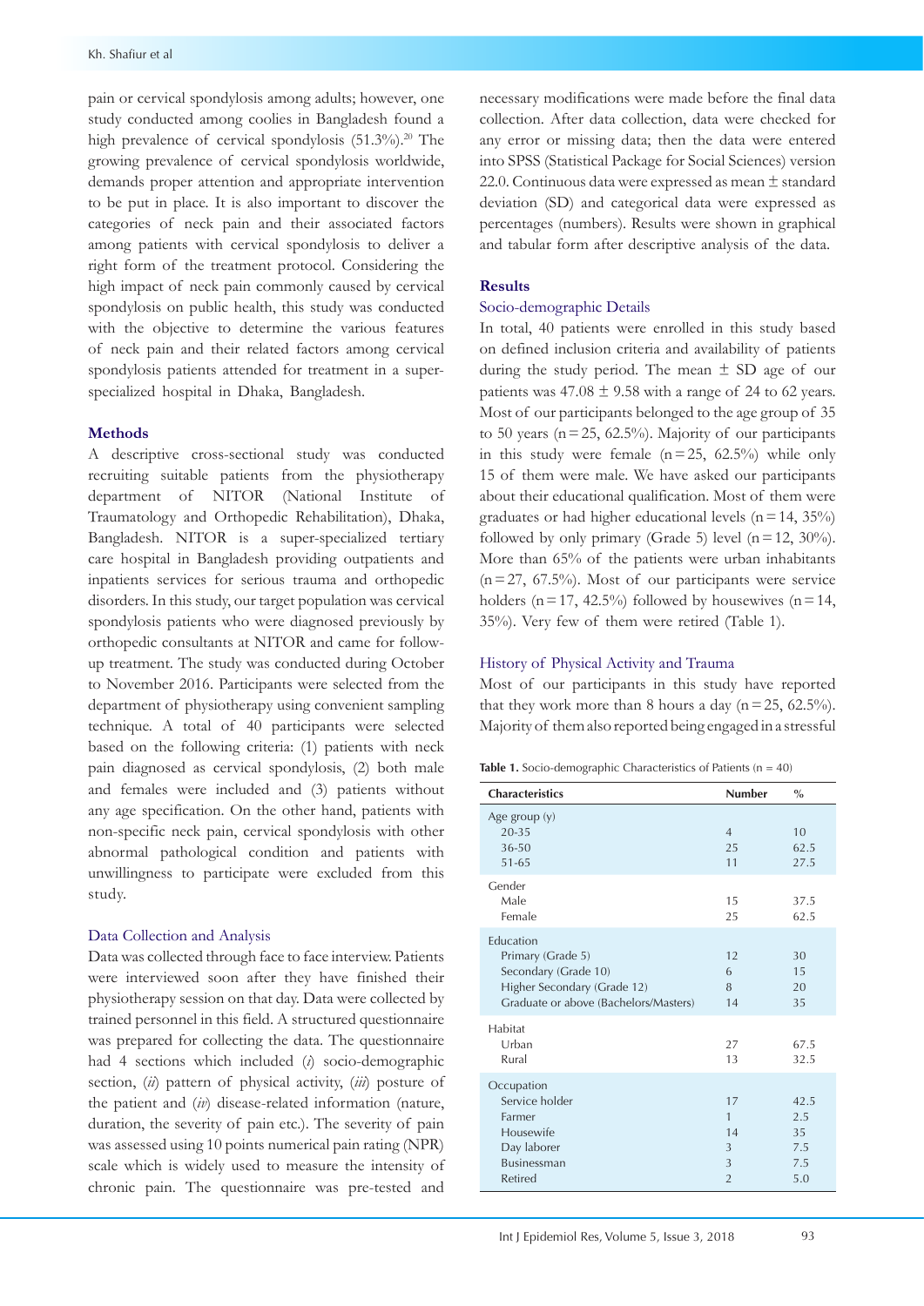pain or cervical spondylosis among adults; however, one study conducted among coolies in Bangladesh found a high prevalence of cervical spondylosis (51.3%).[20] The growing prevalence of cervical spondylosis worldwide, demands proper attention and appropriate intervention to be put in place. It is also important to discover the categories of neck pain and their associated factors among patients with cervical spondylosis to deliver a right form of the treatment protocol. Considering the high impact of neck pain commonly caused by cervical spondylosis on public health, this study was conducted with the objective to determine the various features of neck pain and their related factors among cervical spondylosis patients attended for treatment in a super-specialized hospital in Dhaka, Bangladesh.

## Methods

A descriptive cross-sectional study was conducted recruiting suitable patients from the physiotherapy department of NITOR (National Institute of Traumatology and Orthopedic Rehabilitation), Dhaka, Bangladesh. NITOR is a super-specialized tertiary care hospital in Bangladesh providing outpatients and inpatients services for serious trauma and orthopedic disorders. In this study, our target population was cervical spondylosis patients who were diagnosed previously by orthopedic consultants at NITOR and came for follow-up treatment. The study was conducted during October to November 2016. Participants were selected from the department of physiotherapy using convenient sampling technique. A total of 40 participants were selected based on the following criteria: (1) patients with neck pain diagnosed as cervical spondylosis, (2) both male and females were included and (3) patients without any age specification. On the other hand, patients with non-specific neck pain, cervical spondylosis with other abnormal pathological condition and patients with unwillingness to participate were excluded from this study.

### Data Collection and Analysis

Data was collected through face to face interview. Patients were interviewed soon after they have finished their physiotherapy session on that day. Data were collected by trained personnel in this field. A structured questionnaire was prepared for collecting the data. The questionnaire had 4 sections which included (*i*) socio-demographic section, (*ii*) pattern of physical activity, (*iii*) posture of the patient and (*iv*) disease-related information (nature, duration, the severity of pain etc.). The severity of pain was assessed using 10 points numerical pain rating (NPR) scale which is widely used to measure the intensity of chronic pain. The questionnaire was pre-tested and necessary modifications were made before the final data collection. After data collection, data were checked for any error or missing data; then the data were entered into SPSS (Statistical Package for Social Sciences) version 22.0. Continuous data were expressed as mean ± standard deviation (SD) and categorical data were expressed as percentages (numbers). Results were shown in graphical and tabular form after descriptive analysis of the data.

## Results

### Socio-demographic Details

In total, 40 patients were enrolled in this study based on defined inclusion criteria and availability of patients during the study period. The mean ± SD age of our patients was 47.08 ± 9.58 with a range of 24 to 62 years. Most of our participants belonged to the age group of 35 to 50 years (n = 25, 62.5%). Majority of our participants in this study were female (n = 25, 62.5%) while only 15 of them were male. We have asked our participants about their educational qualification. Most of them were graduates or had higher educational levels (n = 14, 35%) followed by only primary (Grade 5) level (n = 12, 30%). More than 65% of the patients were urban inhabitants (n = 27, 67.5%). Most of our participants were service holders (n = 17, 42.5%) followed by housewives (n = 14, 35%). Very few of them were retired (Table 1).

**Table 1.** Socio-demographic Characteristics of Patients (n = 40)

| Characteristics | Number | % |
|---|---|---|
| Age group (y) | | |
| 20-35 | 4 | 10 |
| 36-50 | 25 | 62.5 |
| 51-65 | 11 | 27.5 |
| Gender | | |
| Male | 15 | 37.5 |
| Female | 25 | 62.5 |
| Education | | |
| Primary (Grade 5) | 12 | 30 |
| Secondary (Grade 10) | 6 | 15 |
| Higher Secondary (Grade 12) | 8 | 20 |
| Graduate or above (Bachelors/Masters) | 14 | 35 |
| Habitat | | |
| Urban | 27 | 67.5 |
| Rural | 13 | 32.5 |
| Occupation | | |
| Service holder | 17 | 42.5 |
| Farmer | 1 | 2.5 |
| Housewife | 14 | 35 |
| Day laborer | 3 | 7.5 |
| Businessman | 3 | 7.5 |
| Retired | 2 | 5.0 |

### History of Physical Activity and Trauma

Most of our participants in this study have reported that they work more than 8 hours a day (n = 25, 62.5%). Majority of them also reported being engaged in a stressful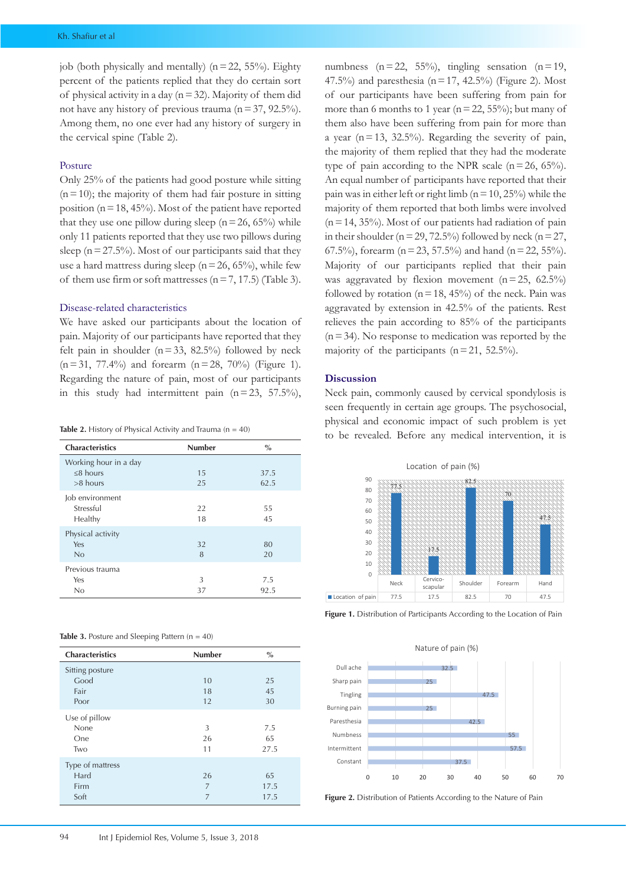job (both physically and mentally) (n = 22, 55%). Eighty percent of the patients replied that they do certain sort of physical activity in a day (n = 32). Majority of them did not have any history of previous trauma (n = 37, 92.5%). Among them, no one ever had any history of surgery in the cervical spine (Table 2).

### Posture

Only 25% of the patients had good posture while sitting (n = 10); the majority of them had fair posture in sitting position (n = 18, 45%). Most of the patient have reported that they use one pillow during sleep (n = 26, 65%) while only 11 patients reported that they use two pillows during sleep (n = 27.5%). Most of our participants said that they use a hard mattress during sleep (n = 26, 65%), while few of them use firm or soft mattresses (n = 7, 17.5) (Table 3).

### Disease-related characteristics

We have asked our participants about the location of pain. Majority of our participants have reported that they felt pain in shoulder (n = 33, 82.5%) followed by neck (n = 31, 77.4%) and forearm (n = 28, 70%) (Figure 1). Regarding the nature of pain, most of our participants in this study had intermittent pain (n = 23, 57.5%), numbness (n = 22, 55%), tingling sensation (n = 19, 47.5%) and paresthesia (n = 17, 42.5%) (Figure 2). Most of our participants have been suffering from pain for more than 6 months to 1 year (n = 22, 55%); but many of them also have been suffering from pain for more than a year (n = 13, 32.5%). Regarding the severity of pain, the majority of them replied that they had the moderate type of pain according to the NPR scale (n = 26, 65%). An equal number of participants have reported that their pain was in either left or right limb (n = 10, 25%) while the majority of them reported that both limbs were involved (n = 14, 35%). Most of our patients had radiation of pain in their shoulder (n = 29, 72.5%) followed by neck (n = 27, 67.5%), forearm (n = 23, 57.5%) and hand (n = 22, 55%). Majority of our participants replied that their pain was aggravated by flexion movement (n = 25, 62.5%) followed by rotation (n = 18, 45%) of the neck. Pain was aggravated by extension in 42.5% of the patients. Rest relieves the pain according to 85% of the participants (n = 34). No response to medication was reported by the majority of the participants (n = 21, 52.5%).

**Table 2.** History of Physical Activity and Trauma (n = 40)

| Characteristics | Number | % |
|---|---|---|
| Working hour in a day | | |
| ≤8 hours | 15 | 37.5 |
| >8 hours | 25 | 62.5 |
| Job environment | | |
| Stressful | 22 | 55 |
| Healthy | 18 | 45 |
| Physical activity | | |
| Yes | 32 | 80 |
| No | 8 | 20 |
| Previous trauma | | |
| Yes | 3 | 7.5 |
| No | 37 | 92.5 |

**Table 3.** Posture and Sleeping Pattern (n = 40)

| Characteristics | Number | % |
|---|---|---|
| Sitting posture | | |
| Good | 10 | 25 |
| Fair | 18 | 45 |
| Poor | 12 | 30 |
| Use of pillow | | |
| None | 3 | 7.5 |
| One | 26 | 65 |
| Two | 11 | 27.5 |
| Type of mattress | | |
| Hard | 26 | 65 |
| Firm | 7 | 17.5 |
| Soft | 7 | 17.5 |

## Discussion

Neck pain, commonly caused by cervical spondylosis is seen frequently in certain age groups. The psychosocial, physical and economic impact of such problem is yet to be revealed. Before any medical intervention, it is

**Figure 1.** Distribution of Participants According to the Location of Pain

**Figure 2.** Distribution of Patients According to the Nature of Pain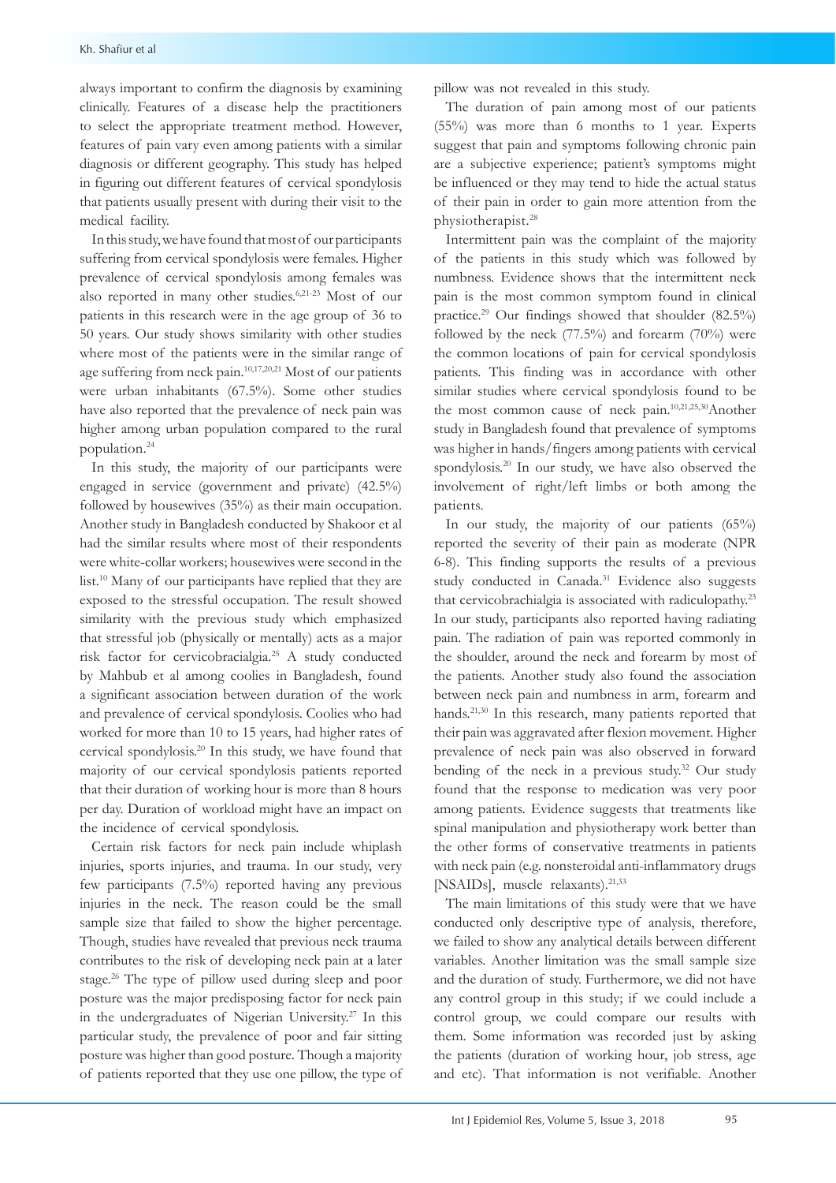always important to confirm the diagnosis by examining clinically. Features of a disease help the practitioners to select the appropriate treatment method. However, features of pain vary even among patients with a similar diagnosis or different geography. This study has helped in figuring out different features of cervical spondylosis that patients usually present with during their visit to the medical facility.

In this study, we have found that most of our participants suffering from cervical spondylosis were females. Higher prevalence of cervical spondylosis among females was also reported in many other studies.[6,21-23] Most of our patients in this research were in the age group of 36 to 50 years. Our study shows similarity with other studies where most of the patients were in the similar range of age suffering from neck pain.[10,17,20,21] Most of our patients were urban inhabitants (67.5%). Some other studies have also reported that the prevalence of neck pain was higher among urban population compared to the rural population.[24]

In this study, the majority of our participants were engaged in service (government and private) (42.5%) followed by housewives (35%) as their main occupation. Another study in Bangladesh conducted by Shakoor et al had the similar results where most of their respondents were white-collar workers; housewives were second in the list.[10] Many of our participants have replied that they are exposed to the stressful occupation. The result showed similarity with the previous study which emphasized that stressful job (physically or mentally) acts as a major risk factor for cervicobracialgia.[25] A study conducted by Mahbub et al among coolies in Bangladesh, found a significant association between duration of the work and prevalence of cervical spondylosis. Coolies who had worked for more than 10 to 15 years, had higher rates of cervical spondylosis.[20] In this study, we have found that majority of our cervical spondylosis patients reported that their duration of working hour is more than 8 hours per day. Duration of workload might have an impact on the incidence of cervical spondylosis.

Certain risk factors for neck pain include whiplash injuries, sports injuries, and trauma. In our study, very few participants (7.5%) reported having any previous injuries in the neck. The reason could be the small sample size that failed to show the higher percentage. Though, studies have revealed that previous neck trauma contributes to the risk of developing neck pain at a later stage.[26] The type of pillow used during sleep and poor posture was the major predisposing factor for neck pain in the undergraduates of Nigerian University.[27] In this particular study, the prevalence of poor and fair sitting posture was higher than good posture. Though a majority of patients reported that they use one pillow, the type of pillow was not revealed in this study.

The duration of pain among most of our patients (55%) was more than 6 months to 1 year. Experts suggest that pain and symptoms following chronic pain are a subjective experience; patient's symptoms might be influenced or they may tend to hide the actual status of their pain in order to gain more attention from the physiotherapist.[28]

Intermittent pain was the complaint of the majority of the patients in this study which was followed by numbness. Evidence shows that the intermittent neck pain is the most common symptom found in clinical practice.[29] Our findings showed that shoulder (82.5%) followed by the neck (77.5%) and forearm (70%) were the common locations of pain for cervical spondylosis patients. This finding was in accordance with other similar studies where cervical spondylosis found to be the most common cause of neck pain.[10,21,25,30] Another study in Bangladesh found that prevalence of symptoms was higher in hands/fingers among patients with cervical spondylosis.[20] In our study, we have also observed the involvement of right/left limbs or both among the patients.

In our study, the majority of our patients (65%) reported the severity of their pain as moderate (NPR 6-8). This finding supports the results of a previous study conducted in Canada.[31] Evidence also suggests that cervicobrachialgia is associated with radiculopathy.[23] In our study, participants also reported having radiating pain. The radiation of pain was reported commonly in the shoulder, around the neck and forearm by most of the patients. Another study also found the association between neck pain and numbness in arm, forearm and hands.[21,30] In this research, many patients reported that their pain was aggravated after flexion movement. Higher prevalence of neck pain was also observed in forward bending of the neck in a previous study.[32] Our study found that the response to medication was very poor among patients. Evidence suggests that treatments like spinal manipulation and physiotherapy work better than the other forms of conservative treatments in patients with neck pain (e.g. nonsteroidal anti-inflammatory drugs [NSAIDs], muscle relaxants).[21,33]

The main limitations of this study were that we have conducted only descriptive type of analysis, therefore, we failed to show any analytical details between different variables. Another limitation was the small sample size and the duration of study. Furthermore, we did not have any control group in this study; if we could include a control group, we could compare our results with them. Some information was recorded just by asking the patients (duration of working hour, job stress, age and etc). That information is not verifiable. Another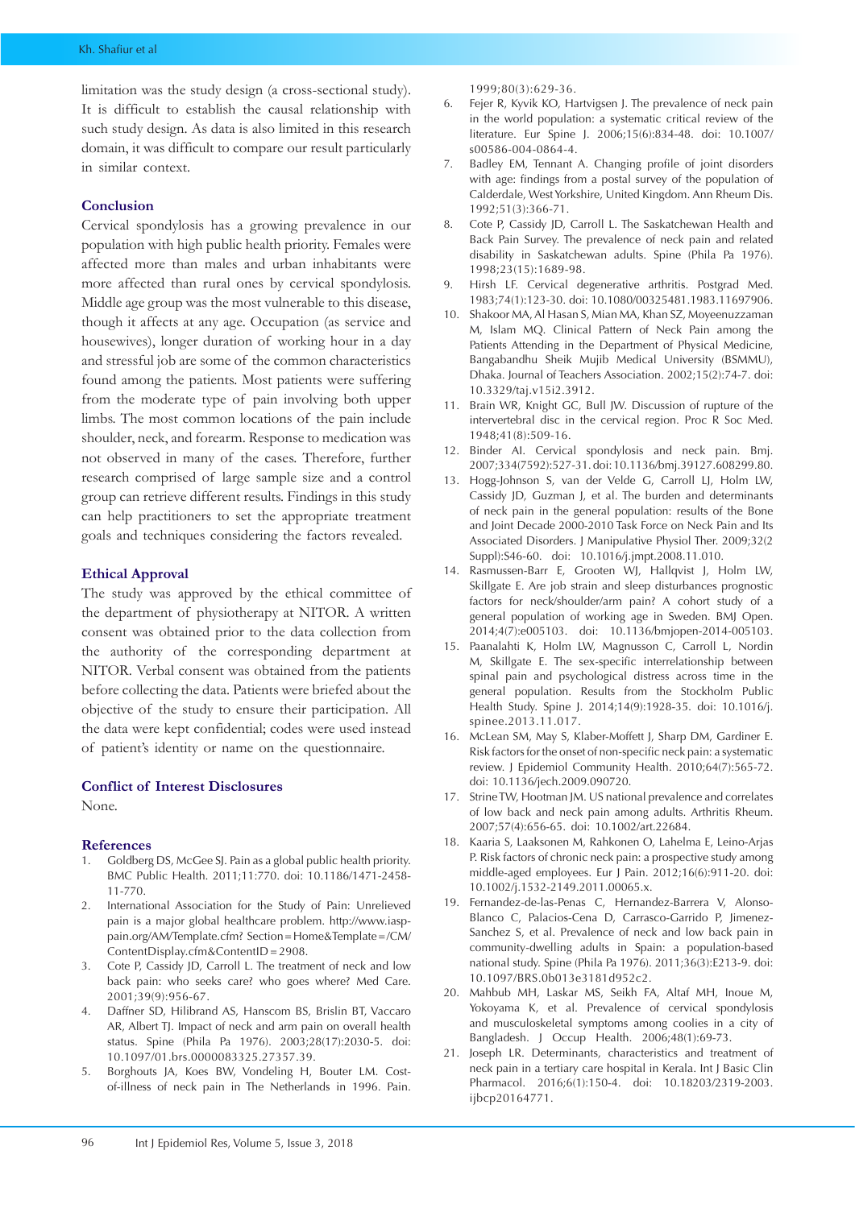limitation was the study design (a cross-sectional study). It is difficult to establish the causal relationship with such study design. As data is also limited in this research domain, it was difficult to compare our result particularly in similar context.

## Conclusion

Cervical spondylosis has a growing prevalence in our population with high public health priority. Females were affected more than males and urban inhabitants were more affected than rural ones by cervical spondylosis. Middle age group was the most vulnerable to this disease, though it affects at any age. Occupation (as service and housewives), longer duration of working hour in a day and stressful job are some of the common characteristics found among the patients. Most patients were suffering from the moderate type of pain involving both upper limbs. The most common locations of the pain include shoulder, neck, and forearm. Response to medication was not observed in many of the cases. Therefore, further research comprised of large sample size and a control group can retrieve different results. Findings in this study can help practitioners to set the appropriate treatment goals and techniques considering the factors revealed.

## Ethical Approval

The study was approved by the ethical committee of the department of physiotherapy at NITOR. A written consent was obtained prior to the data collection from the authority of the corresponding department at NITOR. Verbal consent was obtained from the patients before collecting the data. Patients were briefed about the objective of the study to ensure their participation. All the data were kept confidential; codes were used instead of patient's identity or name on the questionnaire.

## Conflict of Interest Disclosures

None.

## References

1. Goldberg DS, McGee SJ. Pain as a global public health priority. BMC Public Health. 2011;11:770. doi: 10.1186/1471-2458-11-770.
2. International Association for the Study of Pain: Unrelieved pain is a major global healthcare problem. http://www.iasp-pain.org/AM/Template.cfm? Section=Home&Template=/CM/ContentDisplay.cfm&ContentID=2908.
3. Cote P, Cassidy JD, Carroll L. The treatment of neck and low back pain: who seeks care? who goes where? Med Care. 2001;39(9):956-67.
4. Daffner SD, Hilibrand AS, Hanscom BS, Brislin BT, Vaccaro AR, Albert TJ. Impact of neck and arm pain on overall health status. Spine (Phila Pa 1976). 2003;28(17):2030-5. doi: 10.1097/01.brs.0000083325.27357.39.
5. Borghouts JA, Koes BW, Vondeling H, Bouter LM. Cost-of-illness of neck pain in The Netherlands in 1996. Pain. 1999;80(3):629-36.
6. Fejer R, Kyvik KO, Hartvigsen J. The prevalence of neck pain in the world population: a systematic critical review of the literature. Eur Spine J. 2006;15(6):834-48. doi: 10.1007/s00586-004-0864-4.
7. Badley EM, Tennant A. Changing profile of joint disorders with age: findings from a postal survey of the population of Calderdale, West Yorkshire, United Kingdom. Ann Rheum Dis. 1992;51(3):366-71.
8. Cote P, Cassidy JD, Carroll L. The Saskatchewan Health and Back Pain Survey. The prevalence of neck pain and related disability in Saskatchewan adults. Spine (Phila Pa 1976). 1998;23(15):1689-98.
9. Hirsh LF. Cervical degenerative arthritis. Postgrad Med. 1983;74(1):123-30. doi: 10.1080/00325481.1983.11697906.
10. Shakoor MA, Al Hasan S, Mian MA, Khan SZ, Moyeenuzzaman M, Islam MQ. Clinical Pattern of Neck Pain among the Patients Attending in the Department of Physical Medicine, Bangabandhu Sheik Mujib Medical University (BSMMU), Dhaka. Journal of Teachers Association. 2002;15(2):74-7. doi: 10.3329/taj.v15i2.3912.
11. Brain WR, Knight GC, Bull JW. Discussion of rupture of the intervertebral disc in the cervical region. Proc R Soc Med. 1948;41(8):509-16.
12. Binder AI. Cervical spondylosis and neck pain. Bmj. 2007;334(7592):527-31. doi: 10.1136/bmj.39127.608299.80.
13. Hogg-Johnson S, van der Velde G, Carroll LJ, Holm LW, Cassidy JD, Guzman J, et al. The burden and determinants of neck pain in the general population: results of the Bone and Joint Decade 2000-2010 Task Force on Neck Pain and Its Associated Disorders. J Manipulative Physiol Ther. 2009;32(2 Suppl):S46-60. doi: 10.1016/j.jmpt.2008.11.010.
14. Rasmussen-Barr E, Grooten WJ, Hallqvist J, Holm LW, Skillgate E. Are job strain and sleep disturbances prognostic factors for neck/shoulder/arm pain? A cohort study of a general population of working age in Sweden. BMJ Open. 2014;4(7):e005103. doi: 10.1136/bmjopen-2014-005103.
15. Paanalahti K, Holm LW, Magnusson C, Carroll L, Nordin M, Skillgate E. The sex-specific interrelationship between spinal pain and psychological distress across time in the general population. Results from the Stockholm Public Health Study. Spine J. 2014;14(9):1928-35. doi: 10.1016/j.spinee.2013.11.017.
16. McLean SM, May S, Klaber-Moffett J, Sharp DM, Gardiner E. Risk factors for the onset of non-specific neck pain: a systematic review. J Epidemiol Community Health. 2010;64(7):565-72. doi: 10.1136/jech.2009.090720.
17. Strine TW, Hootman JM. US national prevalence and correlates of low back and neck pain among adults. Arthritis Rheum. 2007;57(4):656-65. doi: 10.1002/art.22684.
18. Kaaria S, Laaksonen M, Rahkonen O, Lahelma E, Leino-Arjas P. Risk factors of chronic neck pain: a prospective study among middle-aged employees. Eur J Pain. 2012;16(6):911-20. doi: 10.1002/j.1532-2149.2011.00065.x.
19. Fernandez-de-las-Penas C, Hernandez-Barrera V, Alonso-Blanco C, Palacios-Cena D, Carrasco-Garrido P, Jimenez-Sanchez S, et al. Prevalence of neck and low back pain in community-dwelling adults in Spain: a population-based national study. Spine (Phila Pa 1976). 2011;36(3):E213-9. doi: 10.1097/BRS.0b013e3181d952c2.
20. Mahbub MH, Laskar MS, Seikh FA, Altaf MH, Inoue M, Yokoyama K, et al. Prevalence of cervical spondylosis and musculoskeletal symptoms among coolies in a city of Bangladesh. J Occup Health. 2006;48(1):69-73.
21. Joseph LR. Determinants, characteristics and treatment of neck pain in a tertiary care hospital in Kerala. Int J Basic Clin Pharmacol. 2016;6(1):150-4. doi: 10.18203/2319-2003.ijbcp20164771.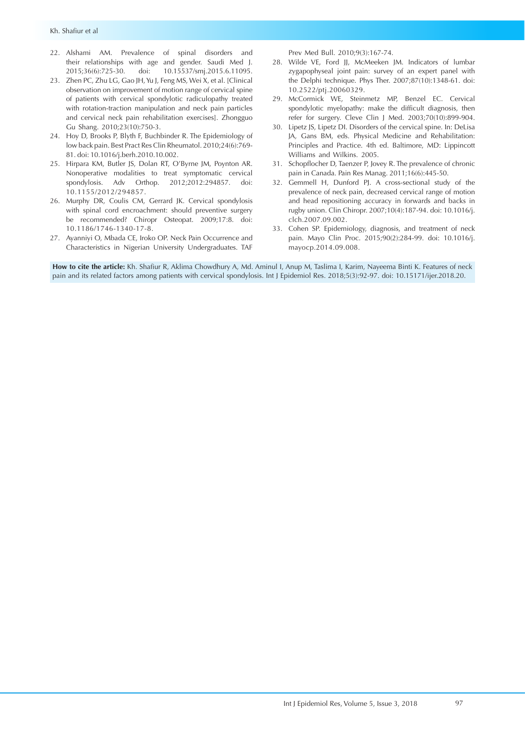22. Alshami AM. Prevalence of spinal disorders and their relationships with age and gender. Saudi Med J. 2015;36(6):725-30. doi: 10.15537/smj.2015.6.11095.
23. Zhen PC, Zhu LG, Gao JH, Yu J, Feng MS, Wei X, et al. [Clinical observation on improvement of motion range of cervical spine of patients with cervical spondylotic radiculopathy treated with rotation-traction manipulation and neck pain particles and cervical neck pain rehabilitation exercises]. Zhongguo Gu Shang. 2010;23(10):750-3.
24. Hoy D, Brooks P, Blyth F, Buchbinder R. The Epidemiology of low back pain. Best Pract Res Clin Rheumatol. 2010;24(6):769-81. doi: 10.1016/j.berh.2010.10.002.
25. Hirpara KM, Butler JS, Dolan RT, O'Byrne JM, Poynton AR. Nonoperative modalities to treat symptomatic cervical spondylosis. Adv Orthop. 2012;2012:294857. doi: 10.1155/2012/294857.
26. Murphy DR, Coulis CM, Gerrard JK. Cervical spondylosis with spinal cord encroachment: should preventive surgery be recommended? Chiropr Osteopat. 2009;17:8. doi: 10.1186/1746-1340-17-8.
27. Ayanniyi O, Mbada CE, Iroko OP. Neck Pain Occurrence and Characteristics in Nigerian University Undergraduates. TAF Prev Med Bull. 2010;9(3):167-74.
28. Wilde VE, Ford JJ, McMeeken JM. Indicators of lumbar zygapophyseal joint pain: survey of an expert panel with the Delphi technique. Phys Ther. 2007;87(10):1348-61. doi: 10.2522/ptj.20060329.
29. McCormick WE, Steinmetz MP, Benzel EC. Cervical spondylotic myelopathy: make the difficult diagnosis, then refer for surgery. Cleve Clin J Med. 2003;70(10):899-904.
30. Lipetz JS, Lipetz DI. Disorders of the cervical spine. In: DeLisa JA, Gans BM, eds. Physical Medicine and Rehabilitation: Principles and Practice. 4th ed. Baltimore, MD: Lippincott Williams and Wilkins. 2005.
31. Schopflocher D, Taenzer P, Jovey R. The prevalence of chronic pain in Canada. Pain Res Manag. 2011;16(6):445-50.
32. Gemmell H, Dunford PJ. A cross-sectional study of the prevalence of neck pain, decreased cervical range of motion and head repositioning accuracy in forwards and backs in rugby union. Clin Chiropr. 2007;10(4):187-94. doi: 10.1016/j.clch.2007.09.002.
33. Cohen SP. Epidemiology, diagnosis, and treatment of neck pain. Mayo Clin Proc. 2015;90(2):284-99. doi: 10.1016/j.mayocp.2014.09.008.

**How to cite the article:** Kh. Shafiur R, Aklima Chowdhury A, Md. Aminul I, Anup M, Taslima I, Karim, Nayeema Binti K. Features of neck pain and its related factors among patients with cervical spondylosis. Int J Epidemiol Res. 2018;5(3):92-97. doi: 10.15171/ijer.2018.20.